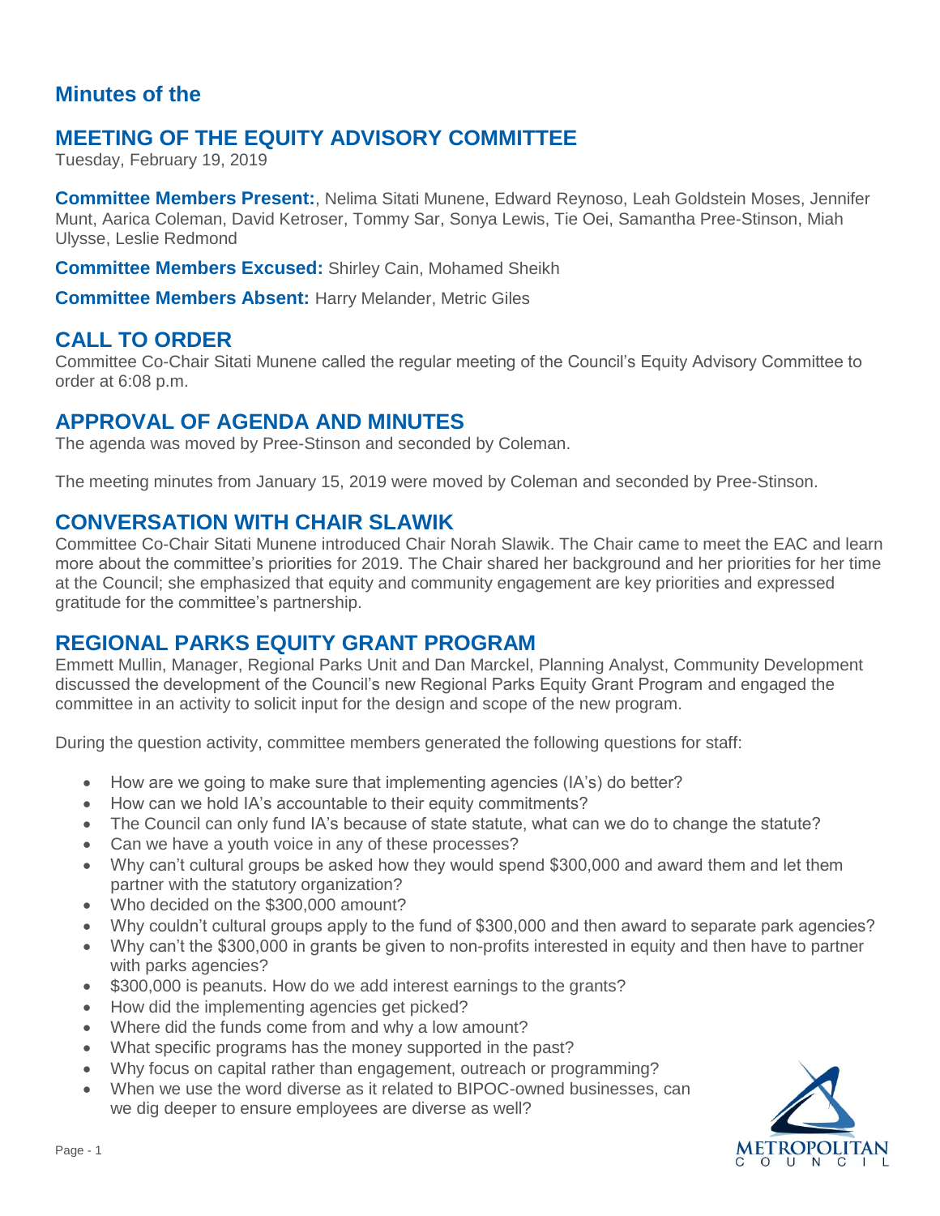## Minutes of the

# MEETING OF THE EQUITY ADVISORY COMMITTEE

Tuesday, February 19, 2019

**Committee Members Present:**, Nelima Sitati Munene, Edward Reynoso, Leah Goldstein Moses, Jennifer Munt, Aarica Coleman, David Ketroser, Tommy Sar, Sonya Lewis, Tie Oei, Samantha Pree-Stinson, Miah Ulysse, Leslie Redmond

**Committee Members Excused:** Shirley Cain, Mohamed Sheikh

**Committee Members Absent:** Harry Melander, Metric Giles

## CALL TO ORDER

Committee Co-Chair Sitati Munene called the regular meeting of the Council's Equity Advisory Committee to order at 6:08 p.m.

## APPROVAL OF AGENDA AND MINUTES

The agenda was moved by Pree-Stinson and seconded by Coleman.

The meeting minutes from January 15, 2019 were moved by Coleman and seconded by Pree-Stinson.

## CONVERSATION WITH CHAIR SLAWIK

Committee Co-Chair Sitati Munene introduced Chair Norah Slawik. The Chair came to meet the EAC and learn more about the committee's priorities for 2019. The Chair shared her background and her priorities for her time at the Council; she emphasized that equity and community engagement are key priorities and expressed gratitude for the committee's partnership.

## REGIONAL PARKS EQUITY GRANT PROGRAM

Emmett Mullin, Manager, Regional Parks Unit and Dan Marckel, Planning Analyst, Community Development discussed the development of the Council's new Regional Parks Equity Grant Program and engaged the committee in an activity to solicit input for the design and scope of the new program.

During the question activity, committee members generated the following questions for staff:

- How are we going to make sure that implementing agencies (IA's) do better?
- How can we hold IA's accountable to their equity commitments?
- The Council can only fund IA's because of state statute, what can we do to change the statute?
- Can we have a youth voice in any of these processes?
- Why can't cultural groups be asked how they would spend $300,000 and award them and let them partner with the statutory organization?
- Who decided on the $300,000 amount?
- Why couldn't cultural groups apply to the fund of $300,000 and then award to separate park agencies?
- Why can't the $300,000 in grants be given to non-profits interested in equity and then have to partner with parks agencies?
- $300,000 is peanuts. How do we add interest earnings to the grants?
- How did the implementing agencies get picked?
- Where did the funds come from and why a low amount?
- What specific programs has the money supported in the past?
- Why focus on capital rather than engagement, outreach or programming?
- When we use the word diverse as it related to BIPOC-owned businesses, can we dig deeper to ensure employees are diverse as well?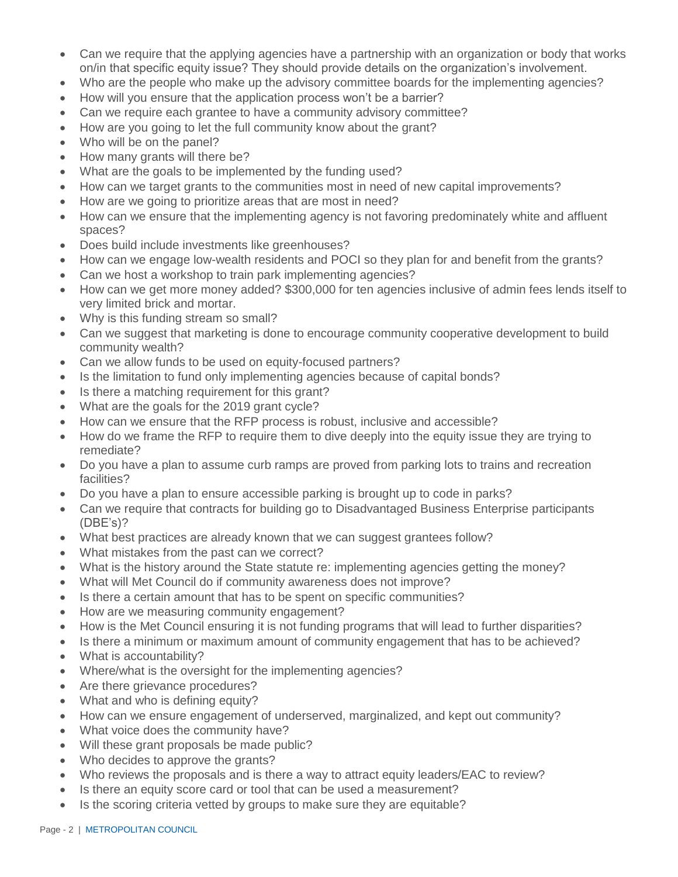- Can we require that the applying agencies have a partnership with an organization or body that works on/in that specific equity issue? They should provide details on the organization's involvement.
- Who are the people who make up the advisory committee boards for the implementing agencies?
- How will you ensure that the application process won't be a barrier?
- Can we require each grantee to have a community advisory committee?
- How are you going to let the full community know about the grant?
- Who will be on the panel?
- How many grants will there be?
- What are the goals to be implemented by the funding used?
- How can we target grants to the communities most in need of new capital improvements?
- How are we going to prioritize areas that are most in need?
- How can we ensure that the implementing agency is not favoring predominately white and affluent spaces?
- Does build include investments like greenhouses?
- How can we engage low-wealth residents and POCI so they plan for and benefit from the grants?
- Can we host a workshop to train park implementing agencies?
- How can we get more money added? $300,000 for ten agencies inclusive of admin fees lends itself to very limited brick and mortar.
- Why is this funding stream so small?
- Can we suggest that marketing is done to encourage community cooperative development to build community wealth?
- Can we allow funds to be used on equity-focused partners?
- Is the limitation to fund only implementing agencies because of capital bonds?
- Is there a matching requirement for this grant?
- What are the goals for the 2019 grant cycle?
- How can we ensure that the RFP process is robust, inclusive and accessible?
- How do we frame the RFP to require them to dive deeply into the equity issue they are trying to remediate?
- Do you have a plan to assume curb ramps are proved from parking lots to trains and recreation facilities?
- Do you have a plan to ensure accessible parking is brought up to code in parks?
- Can we require that contracts for building go to Disadvantaged Business Enterprise participants (DBE's)?
- What best practices are already known that we can suggest grantees follow?
- What mistakes from the past can we correct?
- What is the history around the State statute re: implementing agencies getting the money?
- What will Met Council do if community awareness does not improve?
- Is there a certain amount that has to be spent on specific communities?
- How are we measuring community engagement?
- How is the Met Council ensuring it is not funding programs that will lead to further disparities?
- Is there a minimum or maximum amount of community engagement that has to be achieved?
- What is accountability?
- Where/what is the oversight for the implementing agencies?
- Are there grievance procedures?
- What and who is defining equity?
- How can we ensure engagement of underserved, marginalized, and kept out community?
- What voice does the community have?
- Will these grant proposals be made public?
- Who decides to approve the grants?
- Who reviews the proposals and is there a way to attract equity leaders/EAC to review?
- Is there an equity score card or tool that can be used a measurement?
- Is the scoring criteria vetted by groups to make sure they are equitable?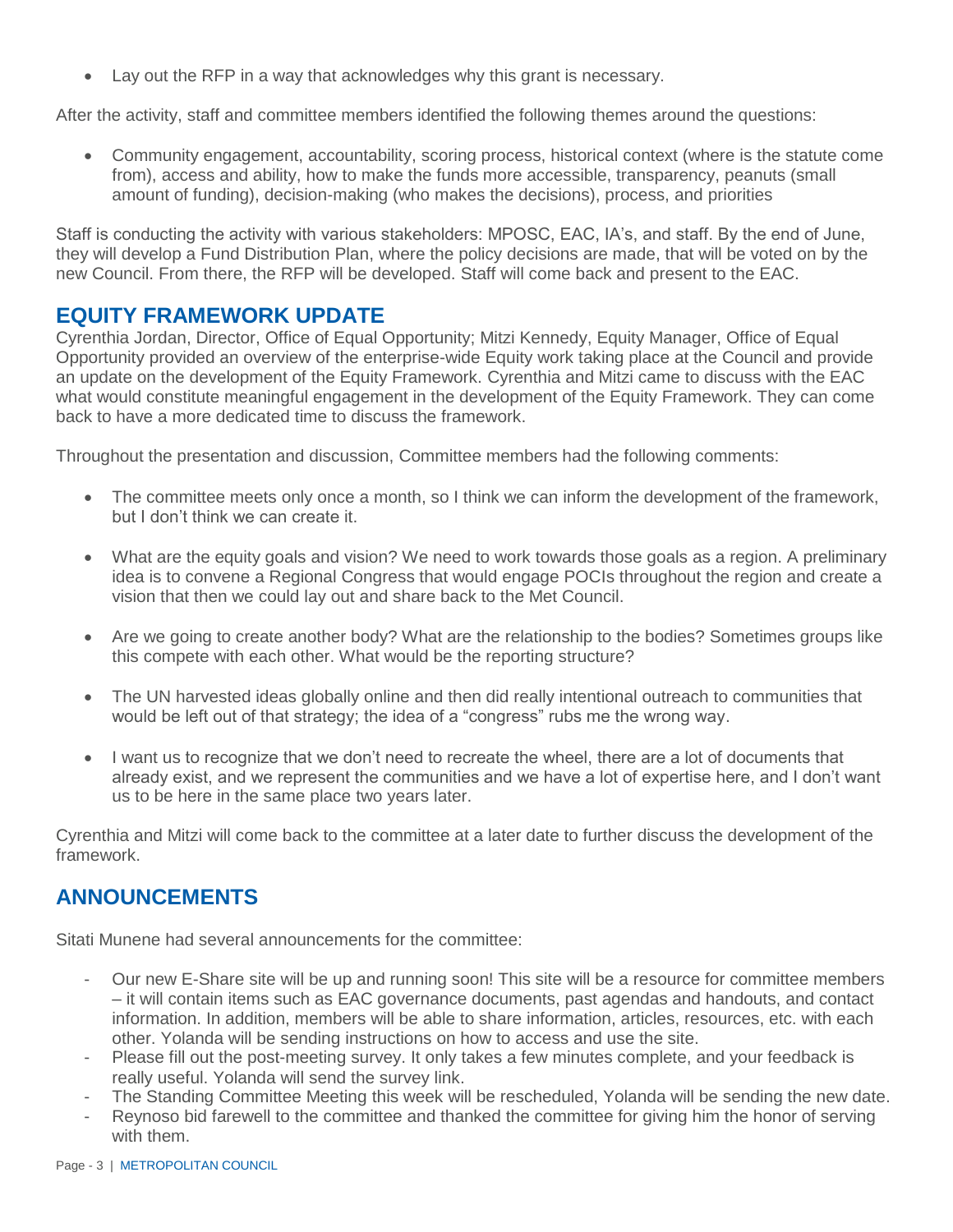- Lay out the RFP in a way that acknowledges why this grant is necessary.

After the activity, staff and committee members identified the following themes around the questions:

- Community engagement, accountability, scoring process, historical context (where is the statute come from), access and ability, how to make the funds more accessible, transparency, peanuts (small amount of funding), decision-making (who makes the decisions), process, and priorities

Staff is conducting the activity with various stakeholders: MPOSC, EAC, IA's, and staff. By the end of June, they will develop a Fund Distribution Plan, where the policy decisions are made, that will be voted on by the new Council. From there, the RFP will be developed. Staff will come back and present to the EAC.

## EQUITY FRAMEWORK UPDATE

Cyrenthia Jordan, Director, Office of Equal Opportunity; Mitzi Kennedy, Equity Manager, Office of Equal Opportunity provided an overview of the enterprise-wide Equity work taking place at the Council and provide an update on the development of the Equity Framework. Cyrenthia and Mitzi came to discuss with the EAC what would constitute meaningful engagement in the development of the Equity Framework. They can come back to have a more dedicated time to discuss the framework.

Throughout the presentation and discussion, Committee members had the following comments:

- The committee meets only once a month, so I think we can inform the development of the framework, but I don't think we can create it.
- What are the equity goals and vision? We need to work towards those goals as a region. A preliminary idea is to convene a Regional Congress that would engage POCIs throughout the region and create a vision that then we could lay out and share back to the Met Council.
- Are we going to create another body? What are the relationship to the bodies? Sometimes groups like this compete with each other. What would be the reporting structure?
- The UN harvested ideas globally online and then did really intentional outreach to communities that would be left out of that strategy; the idea of a "congress" rubs me the wrong way.
- I want us to recognize that we don't need to recreate the wheel, there are a lot of documents that already exist, and we represent the communities and we have a lot of expertise here, and I don't want us to be here in the same place two years later.

Cyrenthia and Mitzi will come back to the committee at a later date to further discuss the development of the framework.

## ANNOUNCEMENTS

Sitati Munene had several announcements for the committee:

- Our new E-Share site will be up and running soon! This site will be a resource for committee members – it will contain items such as EAC governance documents, past agendas and handouts, and contact information. In addition, members will be able to share information, articles, resources, etc. with each other. Yolanda will be sending instructions on how to access and use the site.
- Please fill out the post-meeting survey. It only takes a few minutes complete, and your feedback is really useful. Yolanda will send the survey link.
- The Standing Committee Meeting this week will be rescheduled, Yolanda will be sending the new date.
- Reynoso bid farewell to the committee and thanked the committee for giving him the honor of serving with them.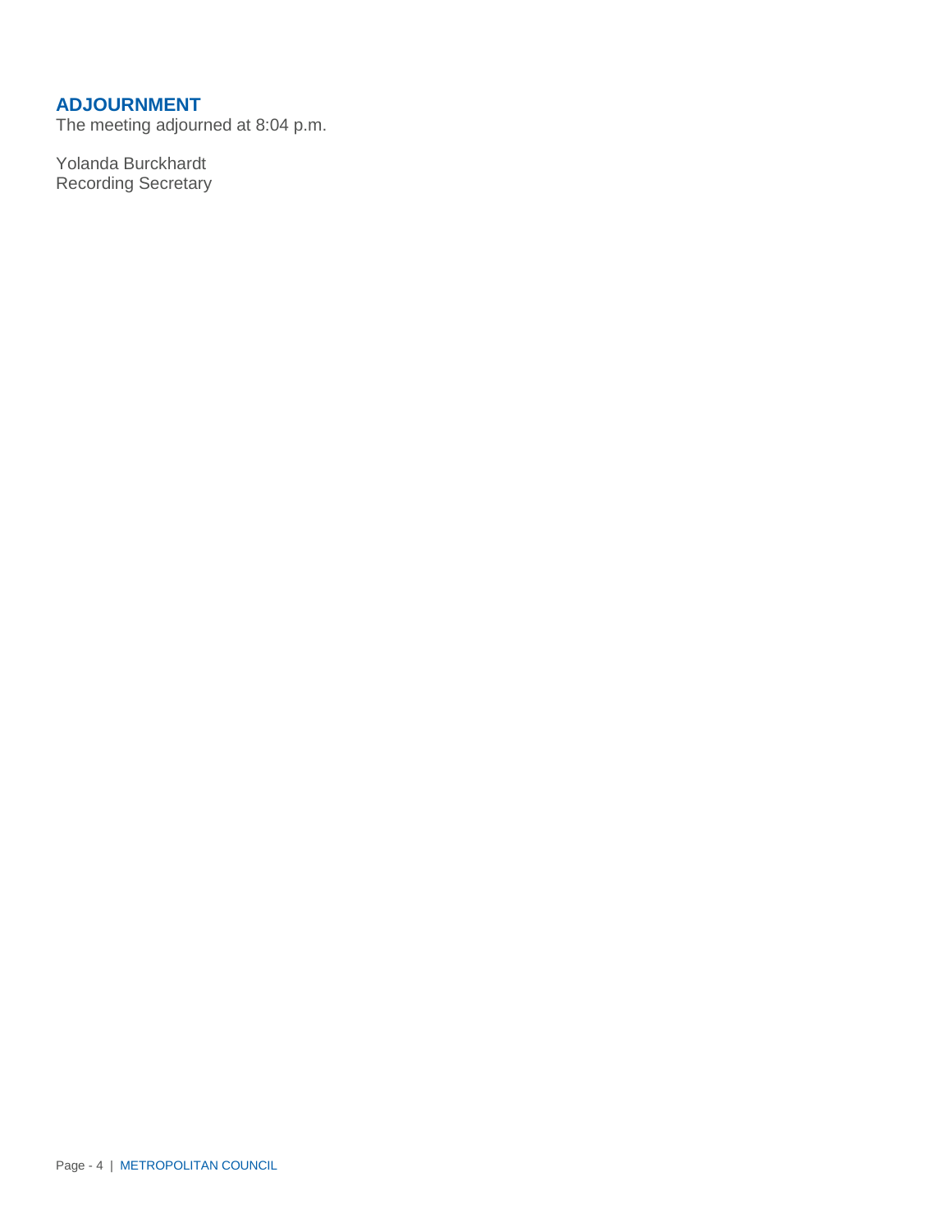## ADJOURNMENT

The meeting adjourned at 8:04 p.m.

Yolanda Burckhardt
Recording Secretary